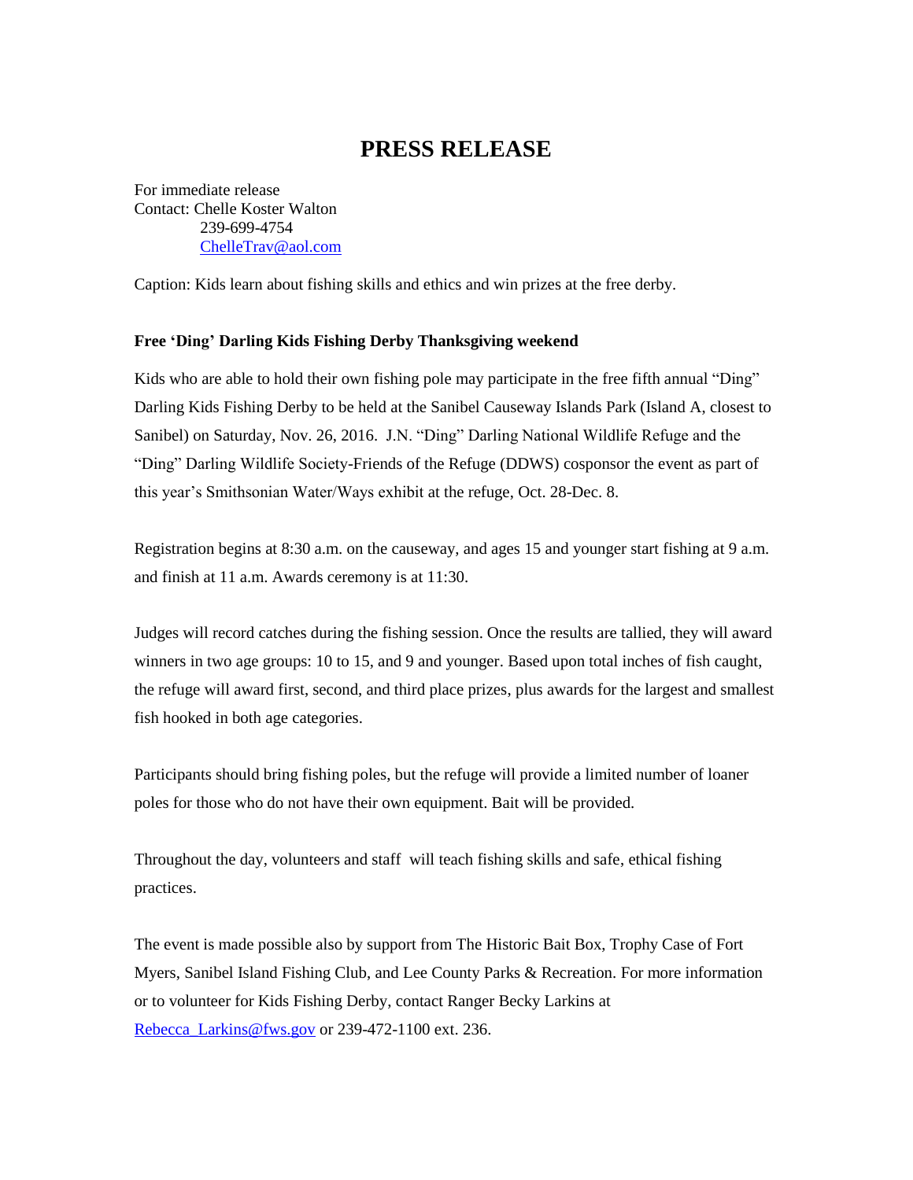# PRESS RELEASE

For immediate release
Contact: Chelle Koster Walton
239-699-4754
ChelleTrav@aol.com

Caption: Kids learn about fishing skills and ethics and win prizes at the free derby.

**Free 'Ding' Darling Kids Fishing Derby Thanksgiving weekend**

Kids who are able to hold their own fishing pole may participate in the free fifth annual "Ding" Darling Kids Fishing Derby to be held at the Sanibel Causeway Islands Park (Island A, closest to Sanibel) on Saturday, Nov. 26, 2016. J.N. "Ding" Darling National Wildlife Refuge and the "Ding" Darling Wildlife Society-Friends of the Refuge (DDWS) cosponsor the event as part of this year's Smithsonian Water/Ways exhibit at the refuge, Oct. 28-Dec. 8.

Registration begins at 8:30 a.m. on the causeway, and ages 15 and younger start fishing at 9 a.m. and finish at 11 a.m. Awards ceremony is at 11:30.

Judges will record catches during the fishing session. Once the results are tallied, they will award winners in two age groups: 10 to 15, and 9 and younger. Based upon total inches of fish caught, the refuge will award first, second, and third place prizes, plus awards for the largest and smallest fish hooked in both age categories.

Participants should bring fishing poles, but the refuge will provide a limited number of loaner poles for those who do not have their own equipment. Bait will be provided.

Throughout the day, volunteers and staff will teach fishing skills and safe, ethical fishing practices.

The event is made possible also by support from The Historic Bait Box, Trophy Case of Fort Myers, Sanibel Island Fishing Club, and Lee County Parks & Recreation. For more information or to volunteer for Kids Fishing Derby, contact Ranger Becky Larkins at Rebecca_Larkins@fws.gov or 239-472-1100 ext. 236.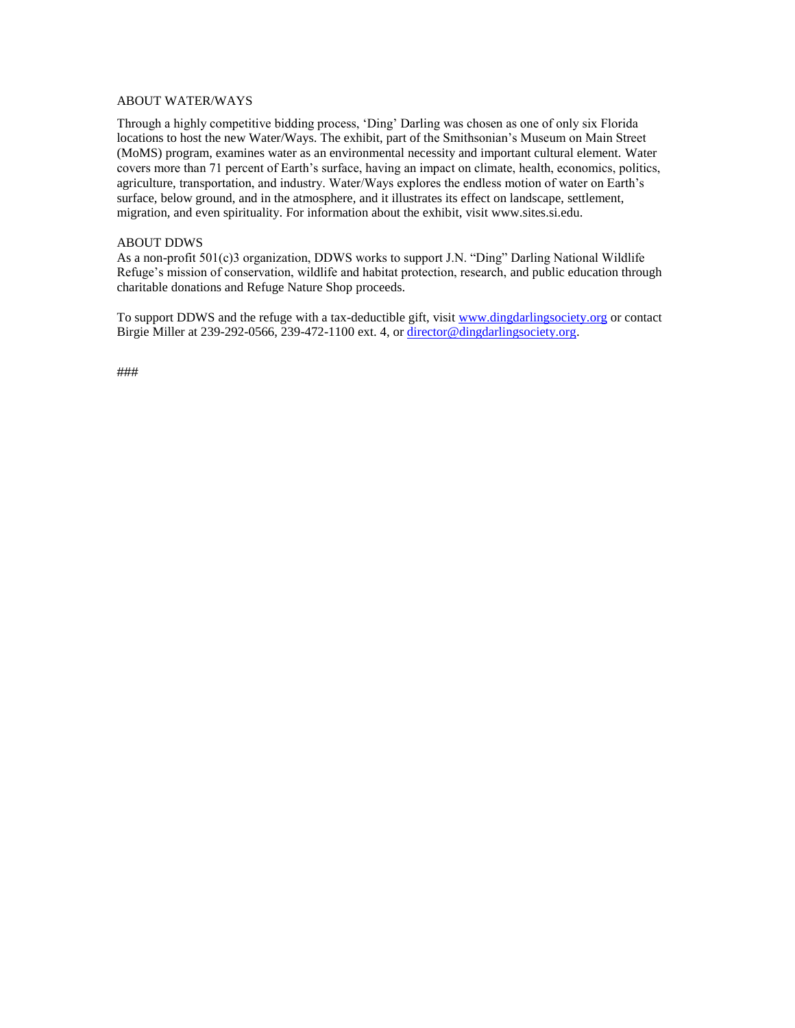## ABOUT WATER/WAYS

Through a highly competitive bidding process, 'Ding' Darling was chosen as one of only six Florida locations to host the new Water/Ways. The exhibit, part of the Smithsonian's Museum on Main Street (MoMS) program, examines water as an environmental necessity and important cultural element. Water covers more than 71 percent of Earth's surface, having an impact on climate, health, economics, politics, agriculture, transportation, and industry. Water/Ways explores the endless motion of water on Earth's surface, below ground, and in the atmosphere, and it illustrates its effect on landscape, settlement, migration, and even spirituality. For information about the exhibit, visit www.sites.si.edu.

## ABOUT DDWS

As a non-profit 501(c)3 organization, DDWS works to support J.N. "Ding" Darling National Wildlife Refuge's mission of conservation, wildlife and habitat protection, research, and public education through charitable donations and Refuge Nature Shop proceeds.

To support DDWS and the refuge with a tax-deductible gift, visit www.dingdarlingsociety.org or contact Birgie Miller at 239-292-0566, 239-472-1100 ext. 4, or director@dingdarlingsociety.org.

###